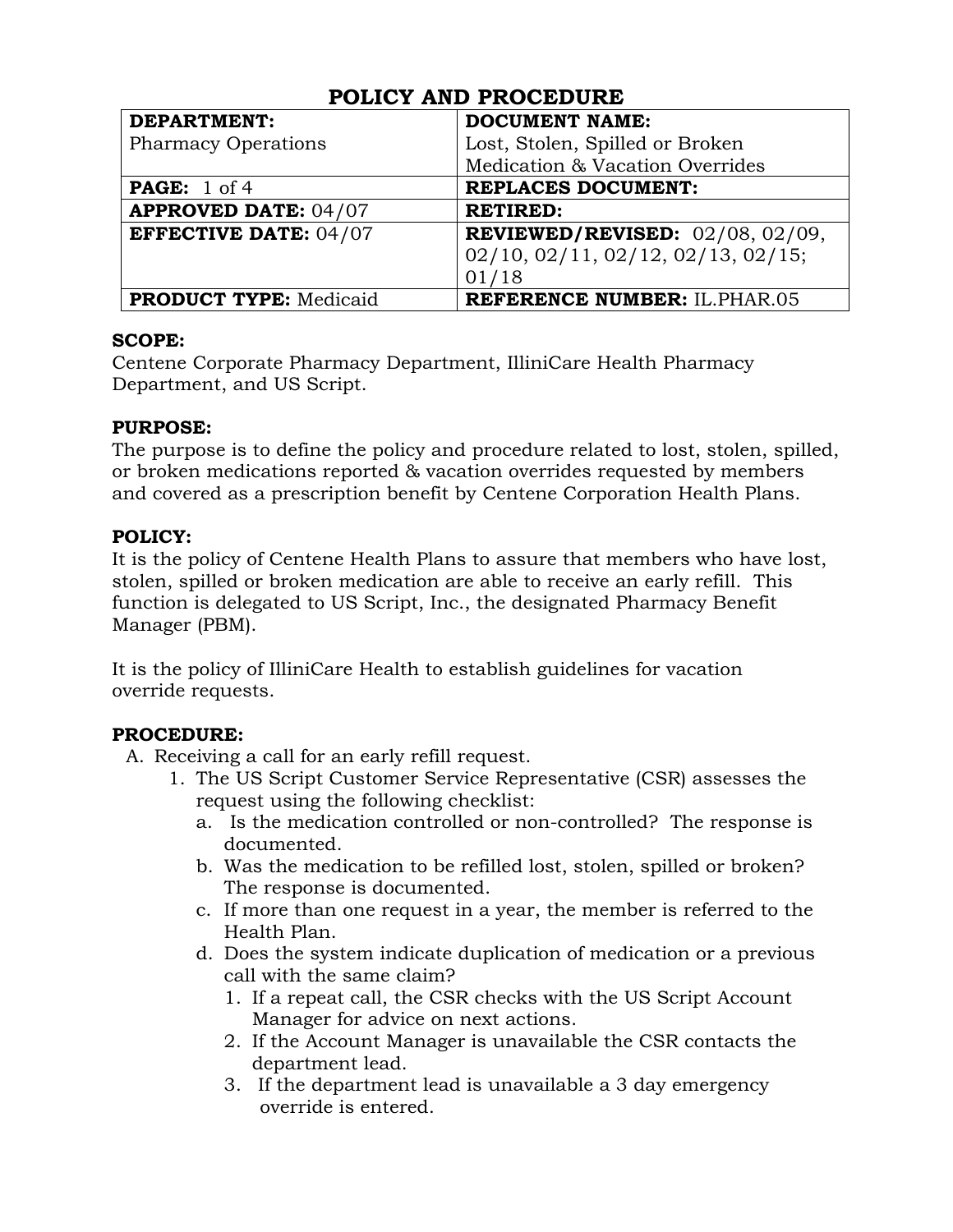# POLICY AND PROCEDURE

| **DEPARTMENT:** Pharmacy Operations | **DOCUMENT NAME:** Lost, Stolen, Spilled or Broken Medication & Vacation Overrides |
|---|---|
| **PAGE:** 1 of 4 | **REPLACES DOCUMENT:** |
| **APPROVED DATE:** 04/07 | **RETIRED:** |
| **EFFECTIVE DATE:** 04/07 | **REVIEWED/REVISED:** 02/08, 02/09, 02/10, 02/11, 02/12, 02/13, 02/15; 01/18 |
| **PRODUCT TYPE:** Medicaid | **REFERENCE NUMBER:** IL.PHAR.05 |

**SCOPE:**
Centene Corporate Pharmacy Department, IlliniCare Health Pharmacy Department, and US Script.

**PURPOSE:**
The purpose is to define the policy and procedure related to lost, stolen, spilled, or broken medications reported & vacation overrides requested by members and covered as a prescription benefit by Centene Corporation Health Plans.

**POLICY:**
It is the policy of Centene Health Plans to assure that members who have lost, stolen, spilled or broken medication are able to receive an early refill. This function is delegated to US Script, Inc., the designated Pharmacy Benefit Manager (PBM).

It is the policy of IlliniCare Health to establish guidelines for vacation override requests.

**PROCEDURE:**

A. Receiving a call for an early refill request.
   1. The US Script Customer Service Representative (CSR) assesses the request using the following checklist:
      a. Is the medication controlled or non-controlled? The response is documented.
      b. Was the medication to be refilled lost, stolen, spilled or broken? The response is documented.
      c. If more than one request in a year, the member is referred to the Health Plan.
      d. Does the system indicate duplication of medication or a previous call with the same claim?
         1. If a repeat call, the CSR checks with the US Script Account Manager for advice on next actions.
         2. If the Account Manager is unavailable the CSR contacts the department lead.
         3. If the department lead is unavailable a 3 day emergency override is entered.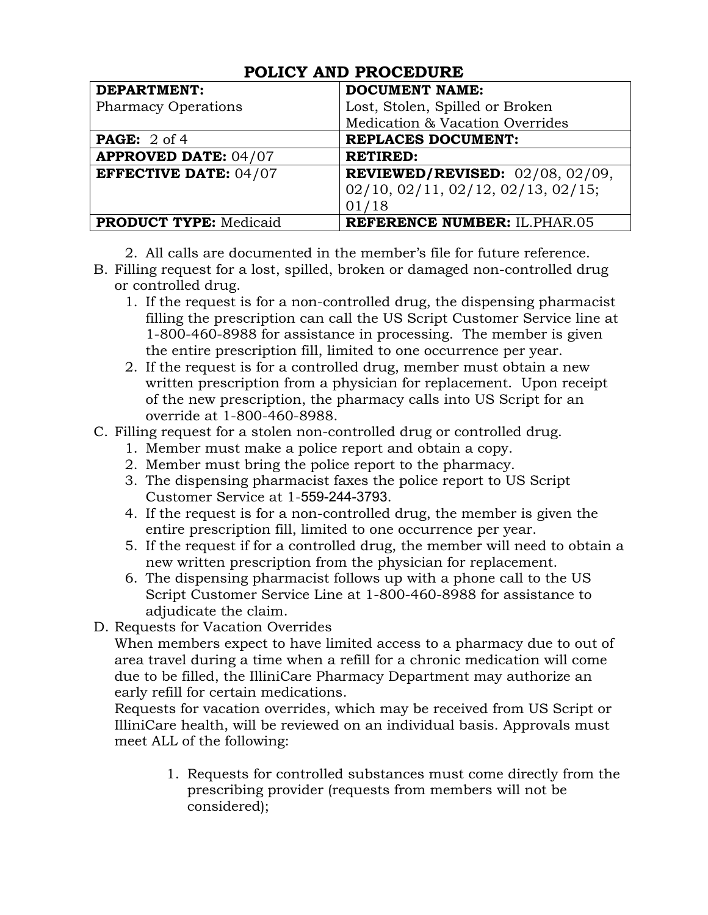# POLICY AND PROCEDURE

| DEPARTMENT: Pharmacy Operations | DOCUMENT NAME: Lost, Stolen, Spilled or Broken Medication & Vacation Overrides |
|---|---|
| **PAGE:** 2 of 4 | **REPLACES DOCUMENT:** |
| **APPROVED DATE:** 04/07 | **RETIRED:** |
| **EFFECTIVE DATE:** 04/07 | **REVIEWED/REVISED:** 02/08, 02/09, 02/10, 02/11, 02/12, 02/13, 02/15; 01/18 |
| **PRODUCT TYPE:** Medicaid | **REFERENCE NUMBER:** IL.PHAR.05 |

2. All calls are documented in the member's file for future reference.

B. Filling request for a lost, spilled, broken or damaged non-controlled drug or controlled drug.
   1. If the request is for a non-controlled drug, the dispensing pharmacist filling the prescription can call the US Script Customer Service line at 1-800-460-8988 for assistance in processing. The member is given the entire prescription fill, limited to one occurrence per year.
   2. If the request is for a controlled drug, member must obtain a new written prescription from a physician for replacement. Upon receipt of the new prescription, the pharmacy calls into US Script for an override at 1-800-460-8988.

C. Filling request for a stolen non-controlled drug or controlled drug.
   1. Member must make a police report and obtain a copy.
   2. Member must bring the police report to the pharmacy.
   3. The dispensing pharmacist faxes the police report to US Script Customer Service at 1-559-244-3793.
   4. If the request is for a non-controlled drug, the member is given the entire prescription fill, limited to one occurrence per year.
   5. If the request if for a controlled drug, the member will need to obtain a new written prescription from the physician for replacement.
   6. The dispensing pharmacist follows up with a phone call to the US Script Customer Service Line at 1-800-460-8988 for assistance to adjudicate the claim.

D. Requests for Vacation Overrides

   When members expect to have limited access to a pharmacy due to out of area travel during a time when a refill for a chronic medication will come due to be filled, the IlliniCare Pharmacy Department may authorize an early refill for certain medications.

   Requests for vacation overrides, which may be received from US Script or IlliniCare health, will be reviewed on an individual basis. Approvals must meet ALL of the following:

   1. Requests for controlled substances must come directly from the prescribing provider (requests from members will not be considered);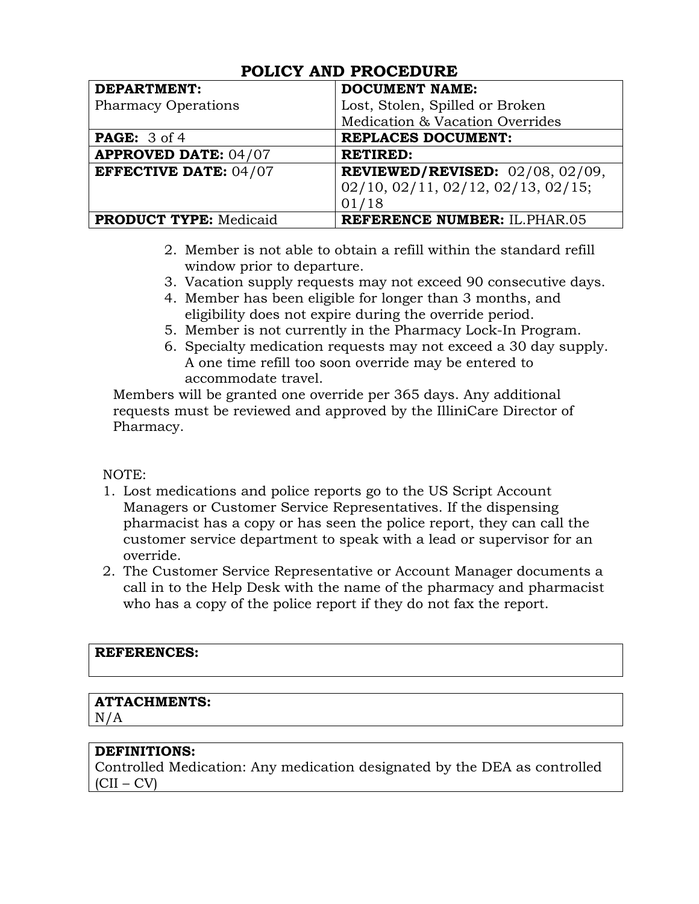# POLICY AND PROCEDURE

| **DEPARTMENT:** Pharmacy Operations | **DOCUMENT NAME:** Lost, Stolen, Spilled or Broken Medication & Vacation Overrides |
|---|---|
| **PAGE:** 3 of 4 | **REPLACES DOCUMENT:** |
| **APPROVED DATE:** 04/07 | **RETIRED:** |
| **EFFECTIVE DATE:** 04/07 | **REVIEWED/REVISED:** 02/08, 02/09, 02/10, 02/11, 02/12, 02/13, 02/15; 01/18 |
| **PRODUCT TYPE:** Medicaid | **REFERENCE NUMBER:** IL.PHAR.05 |

2. Member is not able to obtain a refill within the standard refill window prior to departure.
3. Vacation supply requests may not exceed 90 consecutive days.
4. Member has been eligible for longer than 3 months, and eligibility does not expire during the override period.
5. Member is not currently in the Pharmacy Lock-In Program.
6. Specialty medication requests may not exceed a 30 day supply. A one time refill too soon override may be entered to accommodate travel.

Members will be granted one override per 365 days. Any additional requests must be reviewed and approved by the IlliniCare Director of Pharmacy.

NOTE:

1. Lost medications and police reports go to the US Script Account Managers or Customer Service Representatives. If the dispensing pharmacist has a copy or has seen the police report, they can call the customer service department to speak with a lead or supervisor for an override.
2. The Customer Service Representative or Account Manager documents a call in to the Help Desk with the name of the pharmacy and pharmacist who has a copy of the police report if they do not fax the report.

| **REFERENCES:** |
|---|

| **ATTACHMENTS:** |
|---|
| N/A |

| **DEFINITIONS:** |
|---|
| Controlled Medication: Any medication designated by the DEA as controlled (CII – CV) |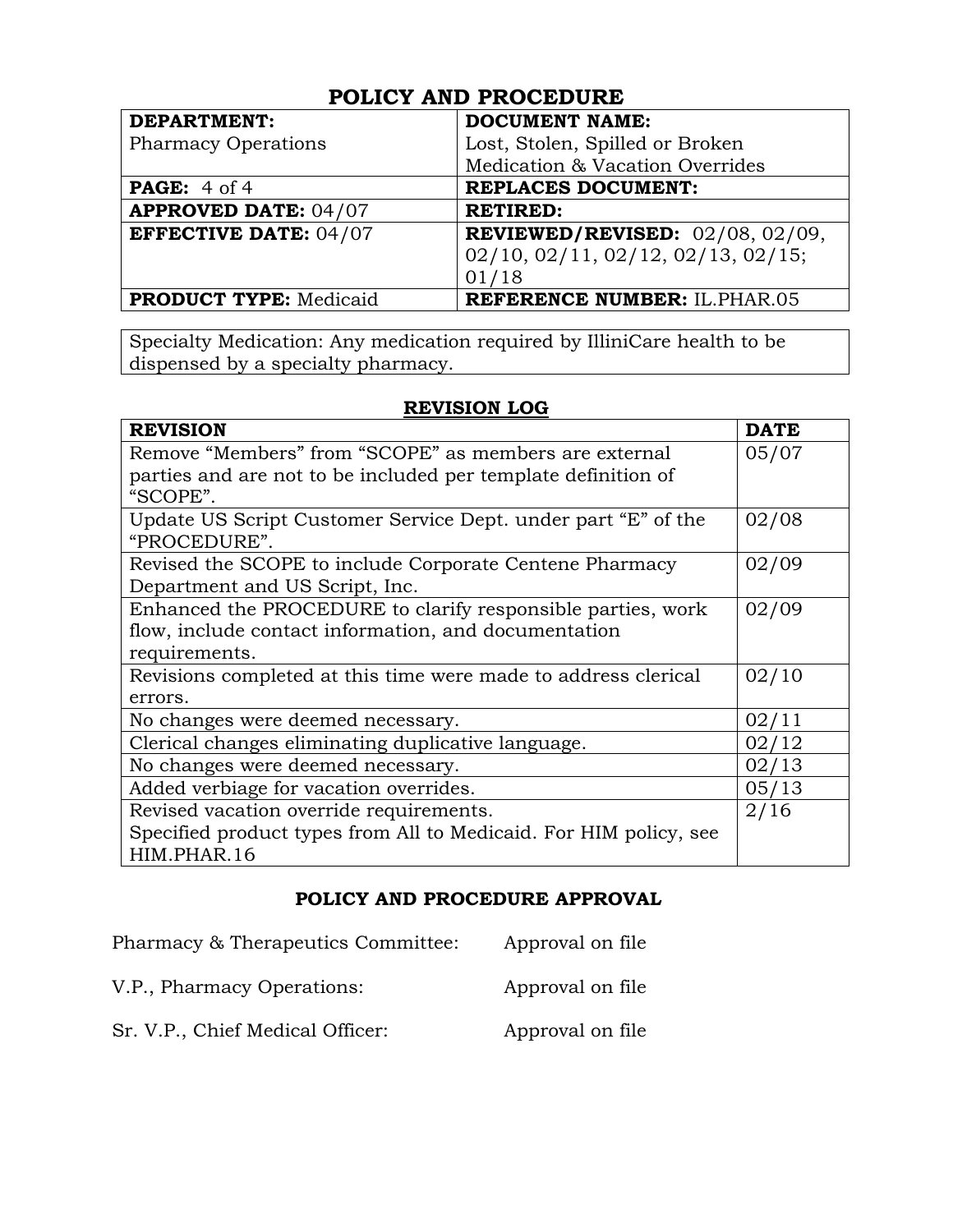# POLICY AND PROCEDURE

| **DEPARTMENT:** Pharmacy Operations | **DOCUMENT NAME:** Lost, Stolen, Spilled or Broken Medication & Vacation Overrides |
|---|---|
| **PAGE:** 4 of 4 | **REPLACES DOCUMENT:** |
| **APPROVED DATE:** 04/07 | **RETIRED:** |
| **EFFECTIVE DATE:** 04/07 | **REVIEWED/REVISED:** 02/08, 02/09, 02/10, 02/11, 02/12, 02/13, 02/15; 01/18 |
| **PRODUCT TYPE:** Medicaid | **REFERENCE NUMBER:** IL.PHAR.05 |

Specialty Medication: Any medication required by IlliniCare health to be dispensed by a specialty pharmacy.

## REVISION LOG

| REVISION | DATE |
|---|---|
| Remove "Members" from "SCOPE" as members are external parties and are not to be included per template definition of "SCOPE". | 05/07 |
| Update US Script Customer Service Dept. under part "E" of the "PROCEDURE". | 02/08 |
| Revised the SCOPE to include Corporate Centene Pharmacy Department and US Script, Inc. | 02/09 |
| Enhanced the PROCEDURE to clarify responsible parties, work flow, include contact information, and documentation requirements. | 02/09 |
| Revisions completed at this time were made to address clerical errors. | 02/10 |
| No changes were deemed necessary. | 02/11 |
| Clerical changes eliminating duplicative language. | 02/12 |
| No changes were deemed necessary. | 02/13 |
| Added verbiage for vacation overrides. | 05/13 |
| Revised vacation override requirements. Specified product types from All to Medicaid. For HIM policy, see HIM.PHAR.16 | 2/16 |

## POLICY AND PROCEDURE APPROVAL

Pharmacy & Therapeutics Committee: Approval on file

V.P., Pharmacy Operations: Approval on file

Sr. V.P., Chief Medical Officer: Approval on file